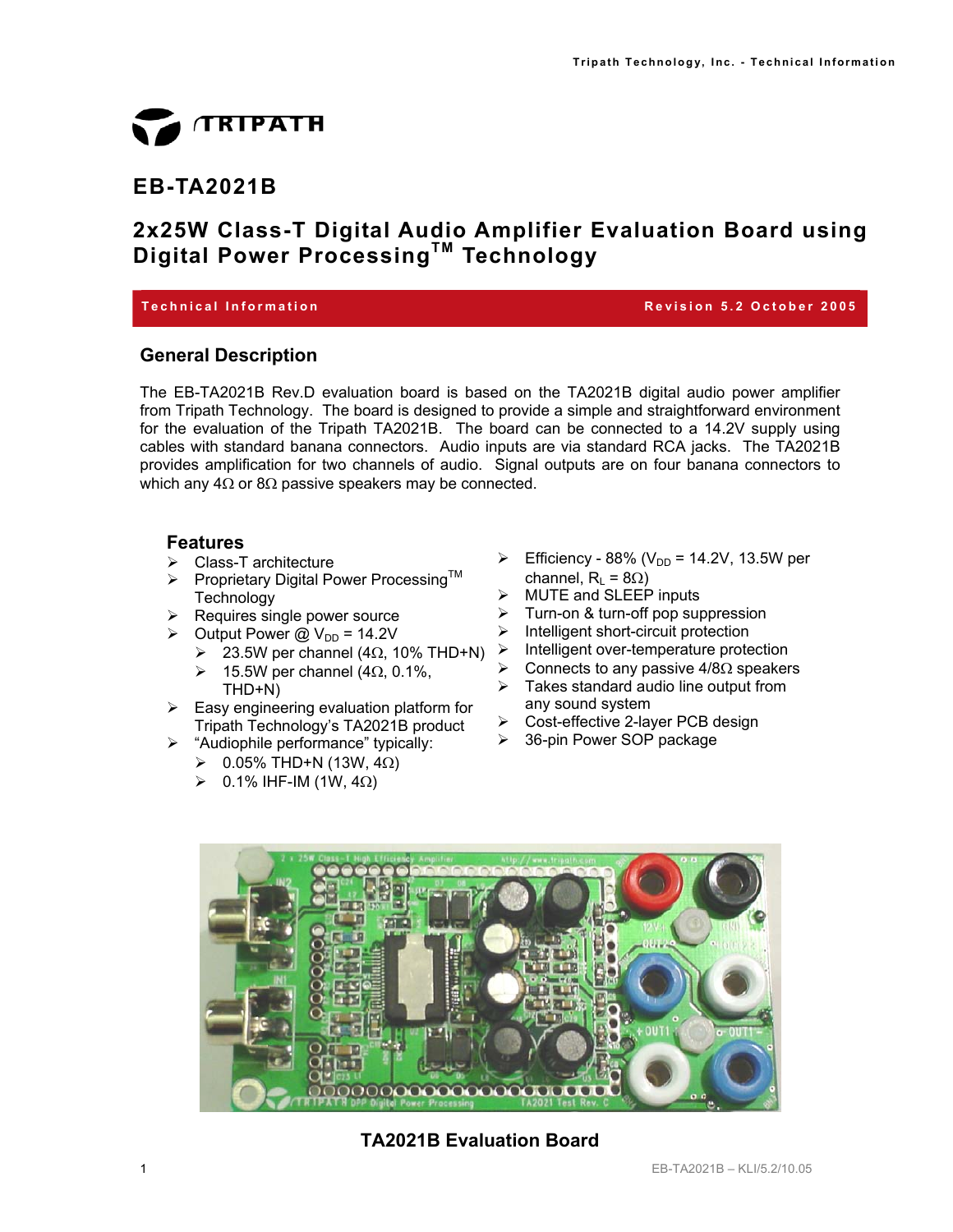# EB-TA2021B

## 2x25W Class-T Digital Audio Amplifier Evaluation Board using Digital Power Processing™ Technology

**Technical Information** **Revision 5.2 October 2005**

## General Description

The EB-TA2021B Rev.D evaluation board is based on the TA2021B digital audio power amplifier from Tripath Technology. The board is designed to provide a simple and straightforward environment for the evaluation of the Tripath TA2021B. The board can be connected to a 14.2V supply using cables with standard banana connectors. Audio inputs are via standard RCA jacks. The TA2021B provides amplification for two channels of audio. Signal outputs are on four banana connectors to which any 4Ω or 8Ω passive speakers may be connected.

### Features

- Class-T architecture
- Proprietary Digital Power Processing™ Technology
- Requires single power source
- Output Power @ $V_{DD}$ = 14.2V
  - 23.5W per channel (4Ω, 10% THD+N)
  - 15.5W per channel (4Ω, 0.1%, THD+N)
- Easy engineering evaluation platform for Tripath Technology's TA2021B product
- "Audiophile performance" typically:
  - 0.05% THD+N (13W, 4Ω)
  - 0.1% IHF-IM (1W, 4Ω)
- Efficiency - 88% ($V_{DD}$ = 14.2V, 13.5W per channel, $R_L$ = 8Ω)
- MUTE and SLEEP inputs
- Turn-on & turn-off pop suppression
- Intelligent short-circuit protection
- Intelligent over-temperature protection
- Connects to any passive 4/8Ω speakers
- Takes standard audio line output from any sound system
- Cost-effective 2-layer PCB design
- 36-pin Power SOP package

**TA2021B Evaluation Board**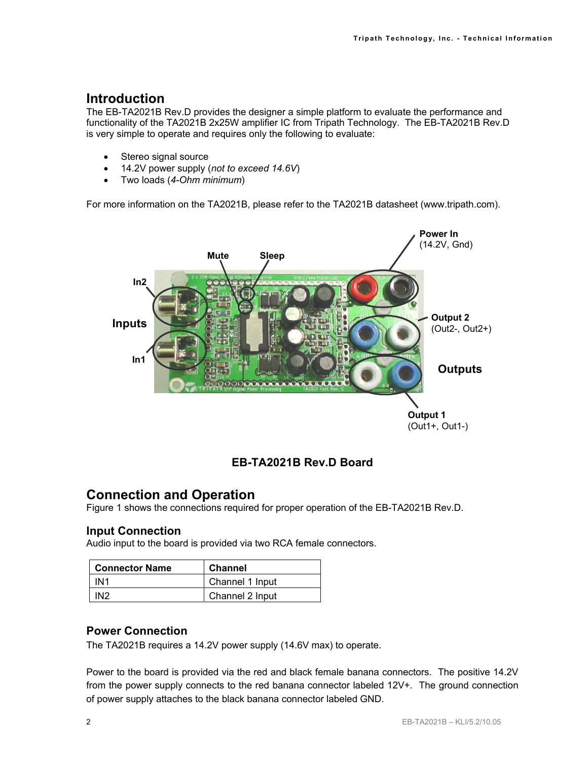## Introduction

The EB-TA2021B Rev.D provides the designer a simple platform to evaluate the performance and functionality of the TA2021B 2x25W amplifier IC from Tripath Technology. The EB-TA2021B Rev.D is very simple to operate and requires only the following to evaluate:

- Stereo signal source
- 14.2V power supply (*not to exceed 14.6V*)
- Two loads (*4-Ohm minimum*)

For more information on the TA2021B, please refer to the TA2021B datasheet (www.tripath.com).

**EB-TA2021B Rev.D Board**

## Connection and Operation

Figure 1 shows the connections required for proper operation of the EB-TA2021B Rev.D.

### Input Connection

Audio input to the board is provided via two RCA female connectors.

| Connector Name | Channel |
|---|---|
| IN1 | Channel 1 Input |
| IN2 | Channel 2 Input |

### Power Connection

The TA2021B requires a 14.2V power supply (14.6V max) to operate.

Power to the board is provided via the red and black female banana connectors. The positive 14.2V from the power supply connects to the red banana connector labeled 12V+. The ground connection of power supply attaches to the black banana connector labeled GND.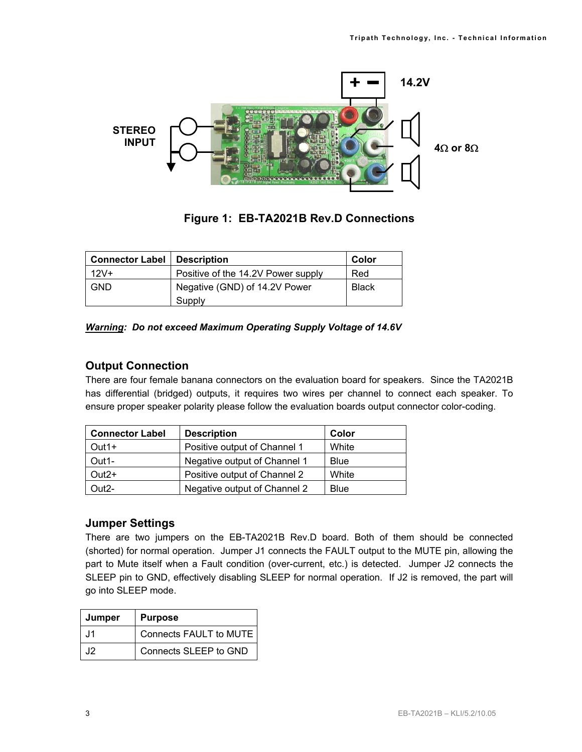**Figure 1: EB-TA2021B Rev.D Connections**

| Connector Label | Description | Color |
|---|---|---|
| 12V+ | Positive of the 14.2V Power supply | Red |
| GND | Negative (GND) of 14.2V Power Supply | Black |

***Warning**: Do not exceed Maximum Operating Supply Voltage of 14.6V*

## Output Connection

There are four female banana connectors on the evaluation board for speakers. Since the TA2021B has differential (bridged) outputs, it requires two wires per channel to connect each speaker. To ensure proper speaker polarity please follow the evaluation boards output connector color-coding.

| Connector Label | Description | Color |
|---|---|---|
| Out1+ | Positive output of Channel 1 | White |
| Out1- | Negative output of Channel 1 | Blue |
| Out2+ | Positive output of Channel 2 | White |
| Out2- | Negative output of Channel 2 | Blue |

## Jumper Settings

There are two jumpers on the EB-TA2021B Rev.D board. Both of them should be connected (shorted) for normal operation. Jumper J1 connects the FAULT output to the MUTE pin, allowing the part to Mute itself when a Fault condition (over-current, etc.) is detected. Jumper J2 connects the SLEEP pin to GND, effectively disabling SLEEP for normal operation. If J2 is removed, the part will go into SLEEP mode.

| Jumper | Purpose |
|---|---|
| J1 | Connects FAULT to MUTE |
| J2 | Connects SLEEP to GND |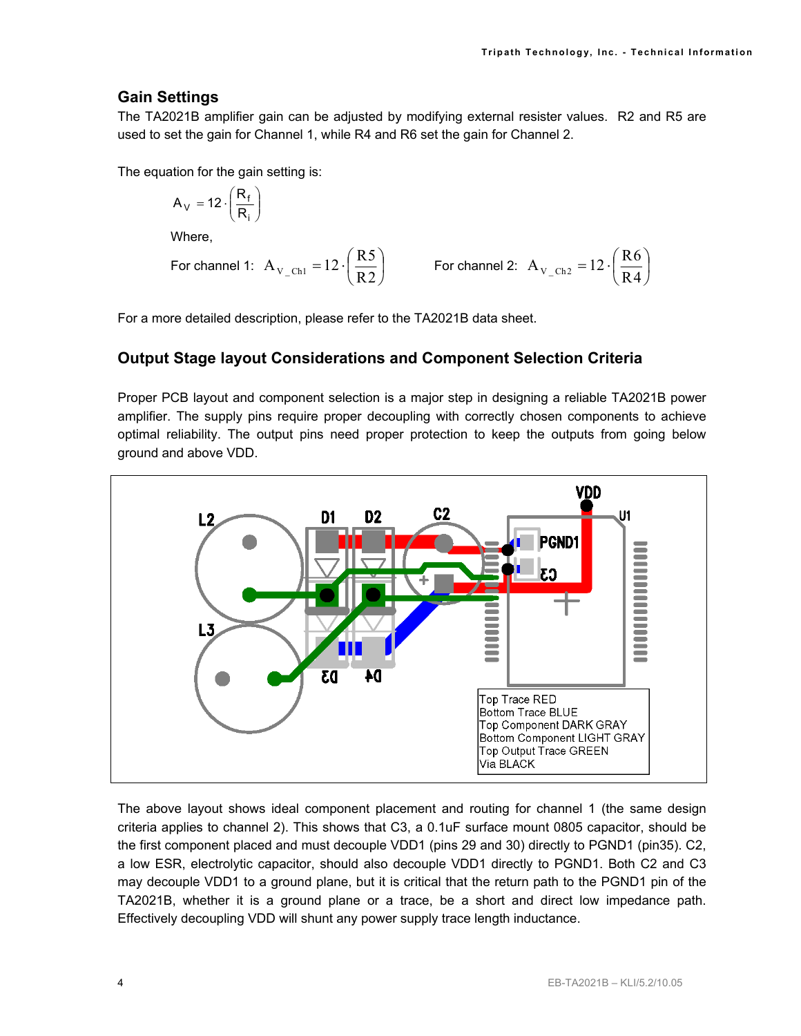## Gain Settings

The TA2021B amplifier gain can be adjusted by modifying external resister values. R2 and R5 are used to set the gain for Channel 1, while R4 and R6 set the gain for Channel 2.

The equation for the gain setting is:

$$A_V = 12 \cdot \left( \frac{R_f}{R_i} \right)$$

Where,

For channel 1: $A_{V\_Ch1} = 12 \cdot \left( \frac{R5}{R2} \right)$ For channel 2: $A_{V\_Ch2} = 12 \cdot \left( \frac{R6}{R4} \right)$

For a more detailed description, please refer to the TA2021B data sheet.

## Output Stage layout Considerations and Component Selection Criteria

Proper PCB layout and component selection is a major step in designing a reliable TA2021B power amplifier. The supply pins require proper decoupling with correctly chosen components to achieve optimal reliability. The output pins need proper protection to keep the outputs from going below ground and above VDD.

Top Trace RED
Bottom Trace BLUE
Top Component DARK GRAY
Bottom Component LIGHT GRAY
Top Output Trace GREEN
Via BLACK

The above layout shows ideal component placement and routing for channel 1 (the same design criteria applies to channel 2). This shows that C3, a 0.1uF surface mount 0805 capacitor, should be the first component placed and must decouple VDD1 (pins 29 and 30) directly to PGND1 (pin35). C2, a low ESR, electrolytic capacitor, should also decouple VDD1 directly to PGND1. Both C2 and C3 may decouple VDD1 to a ground plane, but it is critical that the return path to the PGND1 pin of the TA2021B, whether it is a ground plane or a trace, be a short and direct low impedance path. Effectively decoupling VDD will shunt any power supply trace length inductance.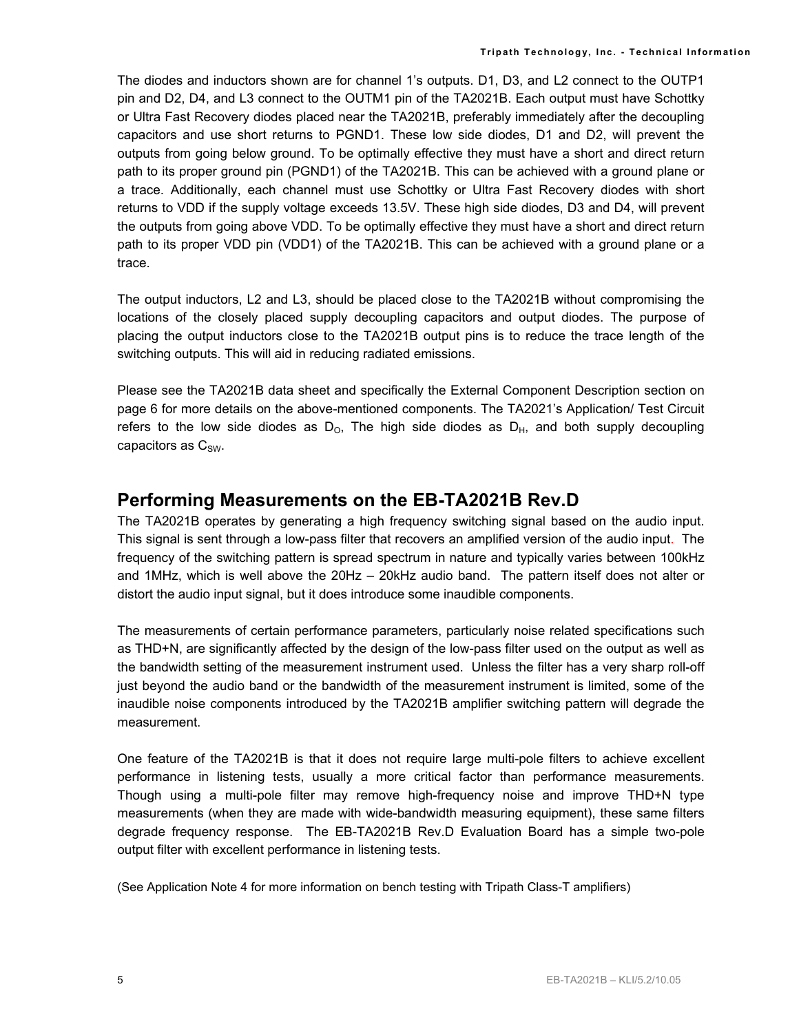The diodes and inductors shown are for channel 1's outputs. D1, D3, and L2 connect to the OUTP1 pin and D2, D4, and L3 connect to the OUTM1 pin of the TA2021B. Each output must have Schottky or Ultra Fast Recovery diodes placed near the TA2021B, preferably immediately after the decoupling capacitors and use short returns to PGND1. These low side diodes, D1 and D2, will prevent the outputs from going below ground. To be optimally effective they must have a short and direct return path to its proper ground pin (PGND1) of the TA2021B. This can be achieved with a ground plane or a trace. Additionally, each channel must use Schottky or Ultra Fast Recovery diodes with short returns to VDD if the supply voltage exceeds 13.5V. These high side diodes, D3 and D4, will prevent the outputs from going above VDD. To be optimally effective they must have a short and direct return path to its proper VDD pin (VDD1) of the TA2021B. This can be achieved with a ground plane or a trace.

The output inductors, L2 and L3, should be placed close to the TA2021B without compromising the locations of the closely placed supply decoupling capacitors and output diodes. The purpose of placing the output inductors close to the TA2021B output pins is to reduce the trace length of the switching outputs. This will aid in reducing radiated emissions.

Please see the TA2021B data sheet and specifically the External Component Description section on page 6 for more details on the above-mentioned components. The TA2021's Application/ Test Circuit refers to the low side diodes as $D_O$, The high side diodes as $D_H$, and both supply decoupling capacitors as $C_{SW}$.

## Performing Measurements on the EB-TA2021B Rev.D

The TA2021B operates by generating a high frequency switching signal based on the audio input. This signal is sent through a low-pass filter that recovers an amplified version of the audio input. The frequency of the switching pattern is spread spectrum in nature and typically varies between 100kHz and 1MHz, which is well above the 20Hz – 20kHz audio band. The pattern itself does not alter or distort the audio input signal, but it does introduce some inaudible components.

The measurements of certain performance parameters, particularly noise related specifications such as THD+N, are significantly affected by the design of the low-pass filter used on the output as well as the bandwidth setting of the measurement instrument used. Unless the filter has a very sharp roll-off just beyond the audio band or the bandwidth of the measurement instrument is limited, some of the inaudible noise components introduced by the TA2021B amplifier switching pattern will degrade the measurement.

One feature of the TA2021B is that it does not require large multi-pole filters to achieve excellent performance in listening tests, usually a more critical factor than performance measurements. Though using a multi-pole filter may remove high-frequency noise and improve THD+N type measurements (when they are made with wide-bandwidth measuring equipment), these same filters degrade frequency response. The EB-TA2021B Rev.D Evaluation Board has a simple two-pole output filter with excellent performance in listening tests.

(See Application Note 4 for more information on bench testing with Tripath Class-T amplifiers)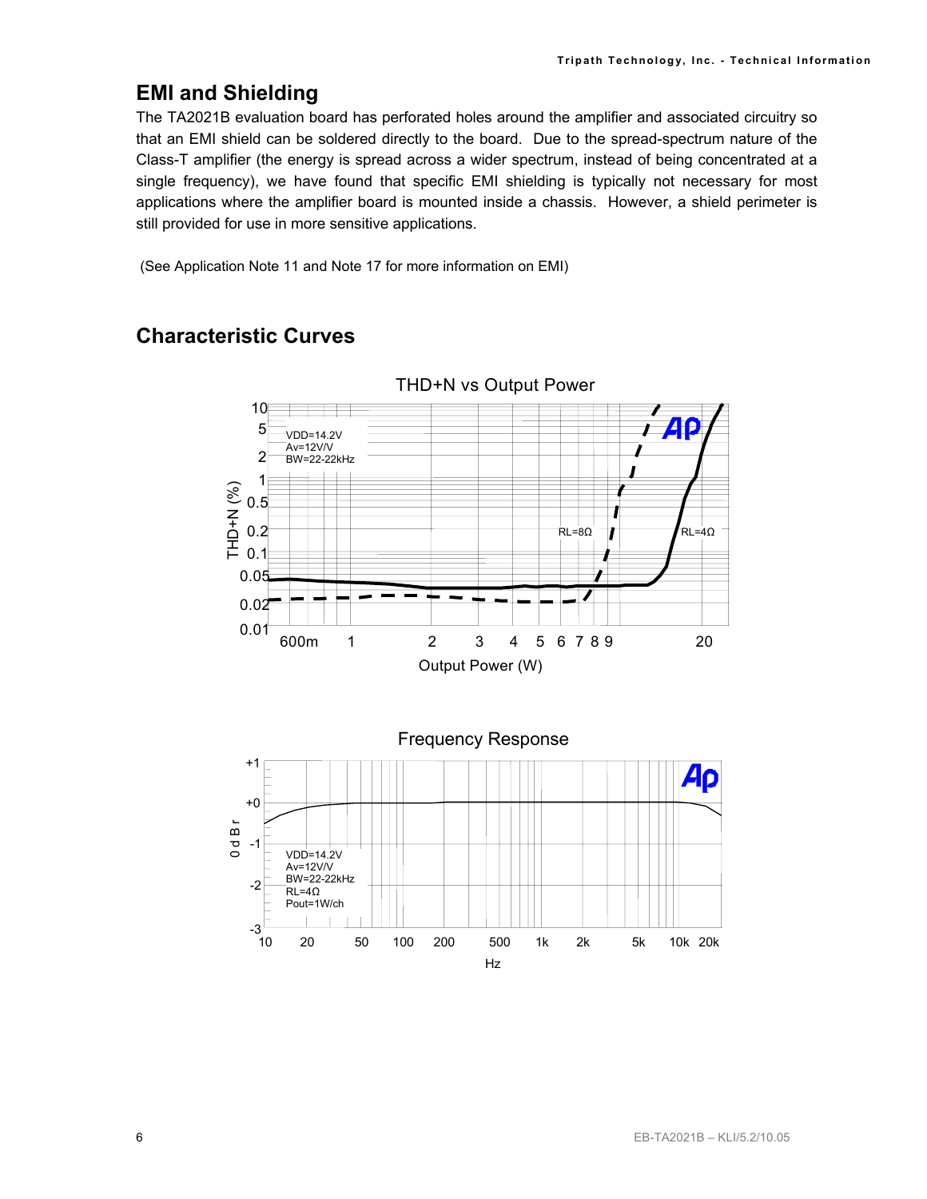## EMI and Shielding

The TA2021B evaluation board has perforated holes around the amplifier and associated circuitry so that an EMI shield can be soldered directly to the board. Due to the spread-spectrum nature of the Class-T amplifier (the energy is spread across a wider spectrum, instead of being concentrated at a single frequency), we have found that specific EMI shielding is typically not necessary for most applications where the amplifier board is mounted inside a chassis. However, a shield perimeter is still provided for use in more sensitive applications.

(See Application Note 11 and Note 17 for more information on EMI)

## Characteristic Curves

THD+N vs Output Power

VDD=14.2V
Av=12V/V
BW=22-22kHz

RL=8Ω
RL=4Ω

THD+N (%)

Output Power (W)

Frequency Response

VDD=14.2V
Av=12V/V
BW=22-22kHz
RL=4Ω
Pout=1W/ch

0 d B r

Hz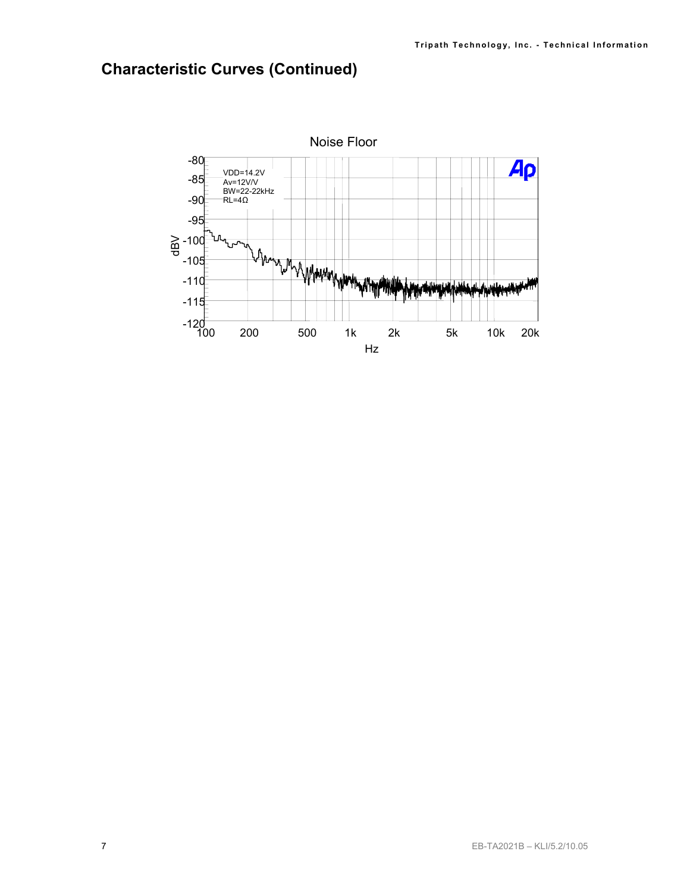## Characteristic Curves (Continued)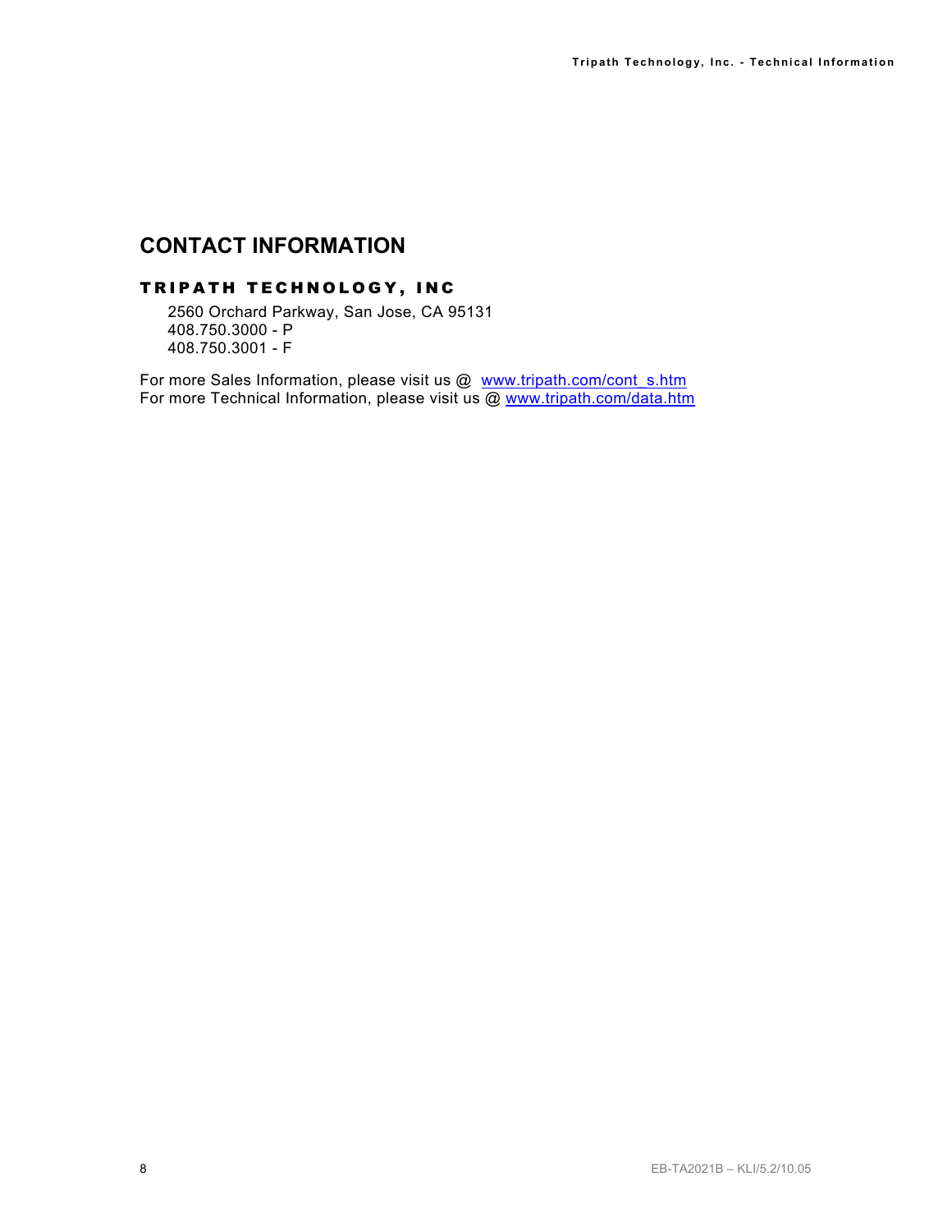# CONTACT INFORMATION

## TRIPATH TECHNOLOGY, INC

2560 Orchard Parkway, San Jose, CA 95131
408.750.3000 - P
408.750.3001 - F

For more Sales Information, please visit us @ www.tripath.com/cont_s.htm
For more Technical Information, please visit us @ www.tripath.com/data.htm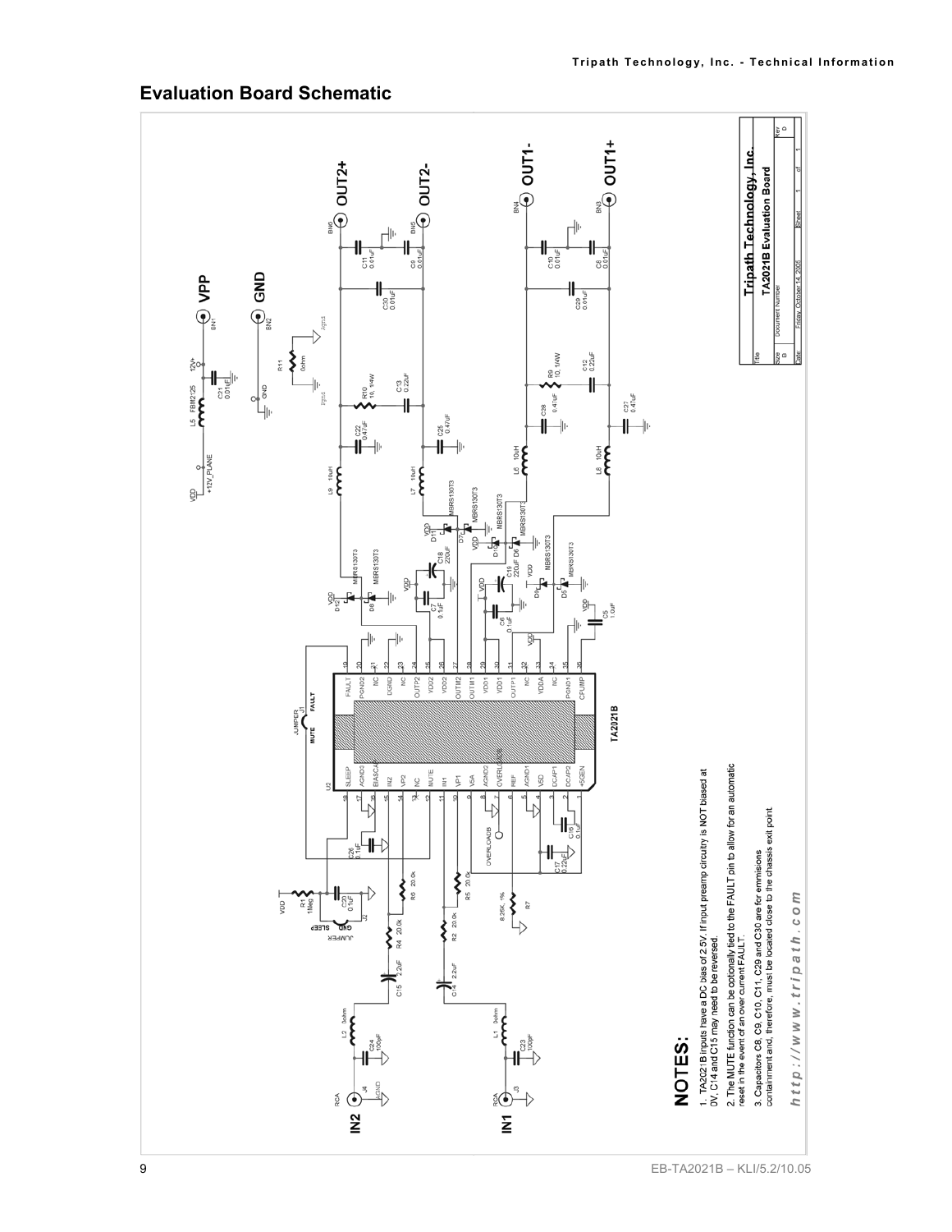## Evaluation Board Schematic

**NOTES:**

1. TA2021B inputs have a DC bias of 2.5V. If input preamp circuitry is NOT biased at 0V, C14 and C15 may need to be reversed.

2. The MUTE function can be optionally tied to the FAULT pin to allow for an automatic reset in the event of an over current FAULT.

3. Capacitors C8, C9, C10, C11, C29 and C30 are for emmisions containment and, therefore, must be located close to the chassis exit point.

*http://www.tripath.com*

| Title | Tripath Technology, Inc. TA2021B Evaluation Board | |
|---|---|---|
| Size B | Document Number | Rev D |
| Date: Friday, October 14, 2005 | Sheet 1 of 1 | |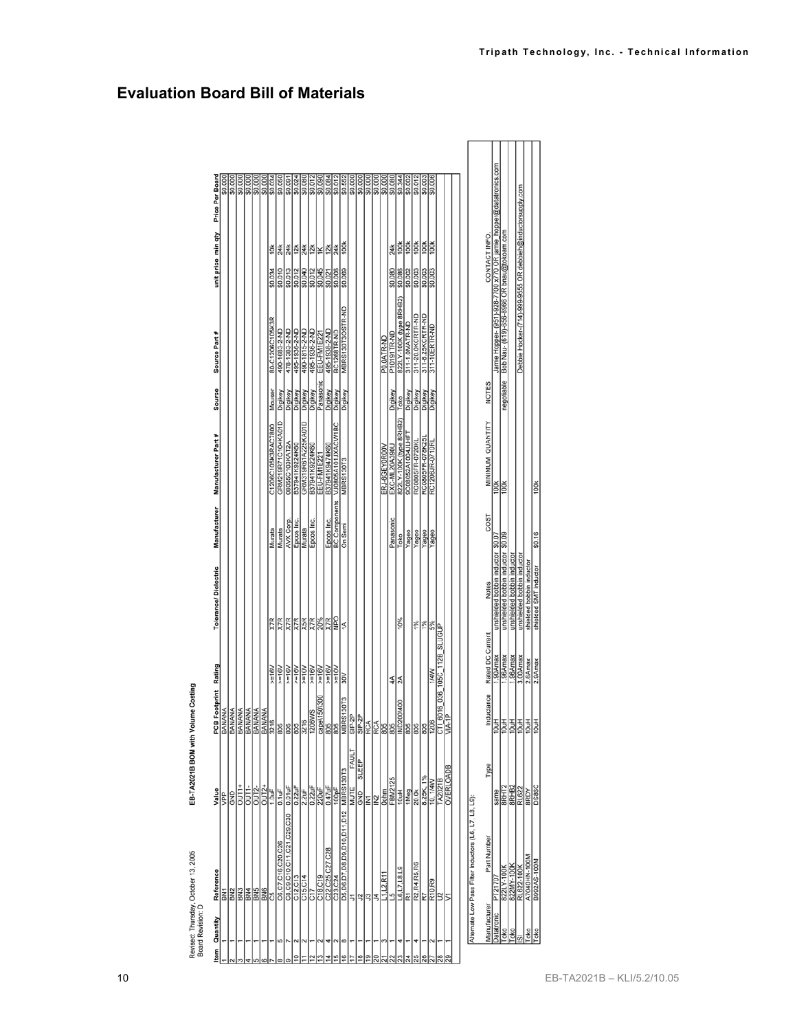## Evaluation Board Bill of Materials

Revised: Thursday, October 13, 2005
Board Revision: D

EB-TA2021B BOM with Volume Costing

| Item | Quantity | Reference | Value | PCB Footprint | Rating | Tolerance/ Dielectric | Manufacturer | Manufacturer Part # | Source | Source Part # | unit price | min qty | Price Per Board |
|---|---|---|---|---|---|---|---|---|---|---|---|---|---|
| 1 | 1 | BN1 | VPP | BANANA | | | | | | | | | $0.000 |
| 2 | 1 | BN2 | GND | BANANA | | | | | | | | | $0.000 |
| 3 | 1 | BN3 | OUT1+ | BANANA | | | | | | | | | $0.000 |
| 4 | 1 | BN4 | OUT1- | BANANA | | | | | | | | | $0.000 |
| 5 | 1 | BN5 | OUT2- | BANANA | | | | | | | | | $0.000 |
| 6 | 1 | BN6 | OUT2+ | BANANA | | | | | | | | | $0.000 |
| 7 | 1 | C5 | 1.0uF | 3216 | >=16V | X7R | Murata | C1206C105K3RAC7800 | Mouser | 80-C1206C105K3R | $0.034 | 10k | $0.034 |
| 8 | 5 | C6,C7,C16,C20,C26 | 0.1uF | 805 | >=16V | X7R | Murata | GRM216R71C104KA01D | Digikey | 490-1683-2-ND | $0.010 | 24k | $0.080 |
| 9 | 7 | C8,C9,C10,C11,C21,C29,C30 | 0.01uF | 805 | >=16V | X7R | AVX Corp. | 0805C103KAT2A | Digikey | 478-1383-2-ND | $0.013 | 24k | $0.091 |
| 10 | 2 | C12,C13 | 0.22uF | 805 | >=16V | X7R | Epcos Inc. | B37941K9224K60 | Digikey | 495-1936-2-ND | $0.012 | 12k | $0.024 |
| 11 | 2 | C15,C14 | 2.2uF | 3216 | >=10V | X5R | Murata | GRM319R61A225KA01D | Digikey | 490-1815-2-ND | $0.040 | 24k | $0.080 |
| 12 | 1 | C17 | 0.22uF | 1206WS | >=16V | X7R | Epcos Inc. | B37941K9224K60 | Digikey | 495-1936-2-ND | $0.012 | 12k | $0.012 |
| 13 | 2 | C18,C19 | 220uF | capa\150\300 | >=16V | 20% | | EEU-FM1E221 | Panasonic | EEU-FM1E221 | $0.045 | 1K | $0.090 |
| 14 | 4 | C22,C25,C27,C28 | 0.47uF | 805 | >=16V | X7R | Epcos Inc. | B37941K9474K60 | Digikey | 495-1938-2-ND | $0.021 | 12k | $0.084 |
| 15 | 2 | C23,C24 | 100pF | 805 | >=10V | NPO | BC Components | VJ0805A101KXACW1BC | Digikey | BC1268TR-ND | $0.006 | 24k | $0.012 |
| 16 | 8 | D5,D6,D7,D8,D9,D10,D11,D12 | MBRS130T3 | MBRS130T3 | 30V | 1A | On Semi | MBRS130T3 | Digikey | MBRS130T3OSTR-ND | $0.069 | 100k | $0.552 |
| 17 | 1 | J1 | MUTE FAULT | SIP-2P | | | | | | | | | $0.000 |
| 18 | 1 | J2 | GND SLEEP | SIP-2P | | | | | | | | | $0.000 |
| 19 | 1 | J3 | IN1 | RCA | | | | | | | | | $0.000 |
| 20 | 1 | J4 | IN2 | RCA | | | | | | | | | $0.000 |
| 21 | 3 | L1,L2,R11 | 0ohm | 805 | | | | ERJ-6GEY0R00V | | P0.0ATR-ND | | | $0.000 |
| 22 | 1 | L5 | FBM2125 | 805 | 4A | | Panasonic | EXC-ML20A390U | Digikey | P10191TR-ND | $0.080 | 24k | $0.080 |
| 23 | 4 | L6,L7,L8,L9 | 10uH | IND200400 | 2A | 10% | Toko | 822LY-100K (type 8RHB2) | Toko | 822LY-100K (type 8RHB2) | $0.086 | 100k | $0.344 |
| 24 | 1 | R1 | 1Meg | 805 | | | Yageo | 9C08052A1004JLHFT | Digikey | 311-1.0MATR-ND | $0.002 | 100k | $0.002 |
| 25 | 4 | R2,R4,R5,R6 | 20.0k | 805 | | 1% | Yageo | RC0805FR-0720KL | Digikey | 311-20.0KCRTR-ND | $0.003 | 100k | $0.012 |
| 26 | 1 | R7 | 8.25K, 1% | 805 | | 1% | Yageo | RC0805FR-078K25L | Digikey | 311-8.25KCRTR-ND | $0.003 | 100k | $0.003 |
| 27 | 2 | R10,R9 | 10, 1/4W | 1206 | 1/4W | 5% | Yageo | RC1206JR-0710RL | Digikey | 311-10ERTR-ND | $0.003 | 100k | $0.006 |
| 28 | 1 | U2 | TA2021B | CTI 6016_036_105C_112B_SLUGUP | | | | | | | | | |
| 29 | 1 | V1 | OVERLOADB | VIA-1P | | | | | | | | | |

Alternate Low Pass Filter Inductors (L6, L7, L8, L9):

| Manufacturer | Part Number | Type | Inductance | Rated DC Current | Notes | COST | MINIMUM QUANTITY | NOTES | CONTACT INFO |
|---|---|---|---|---|---|---|---|---|---|
| Datatronic | P'21707 | same | 10uH | 1.90Amax | unshielded bobbin inductor | $0.07 | 100k | | Jamie Hopper- (951)-928-7700 x770 OR jamie_hopper@datatronics.com |
| Toko | 822LY-100K | 8RHT2 | 10uH | 1.96Amax | unshielded bobbin inductor | $0.09 | 100k | negotiable | Bob Nau- (619)-656-8956 OR bnau@tokoam.com |
| Toko | 822MY-100K | 8RHB2 | 10uH | 1.96Amax | unshielded bobbin inductor | | | | |
| ISI | RL622-100K | RL622 | 10uH | 3.00Amax | unshielded bobbin inductor | | | | Debbie Hocker-(714)-999-9555 OR debbieh@inductorsupply.com |
| Toko | A7040HN-100M | 8RDY | 10uH | 2.64Amax | shielded bobbin inductor | | | | |
| Toko | B992AS-100M | DS85C | 10uH | 2.9Amax | shielded SMT inductor | $0.16 | 100k | | |

EB-TA2021B – KLI/5.2/10.05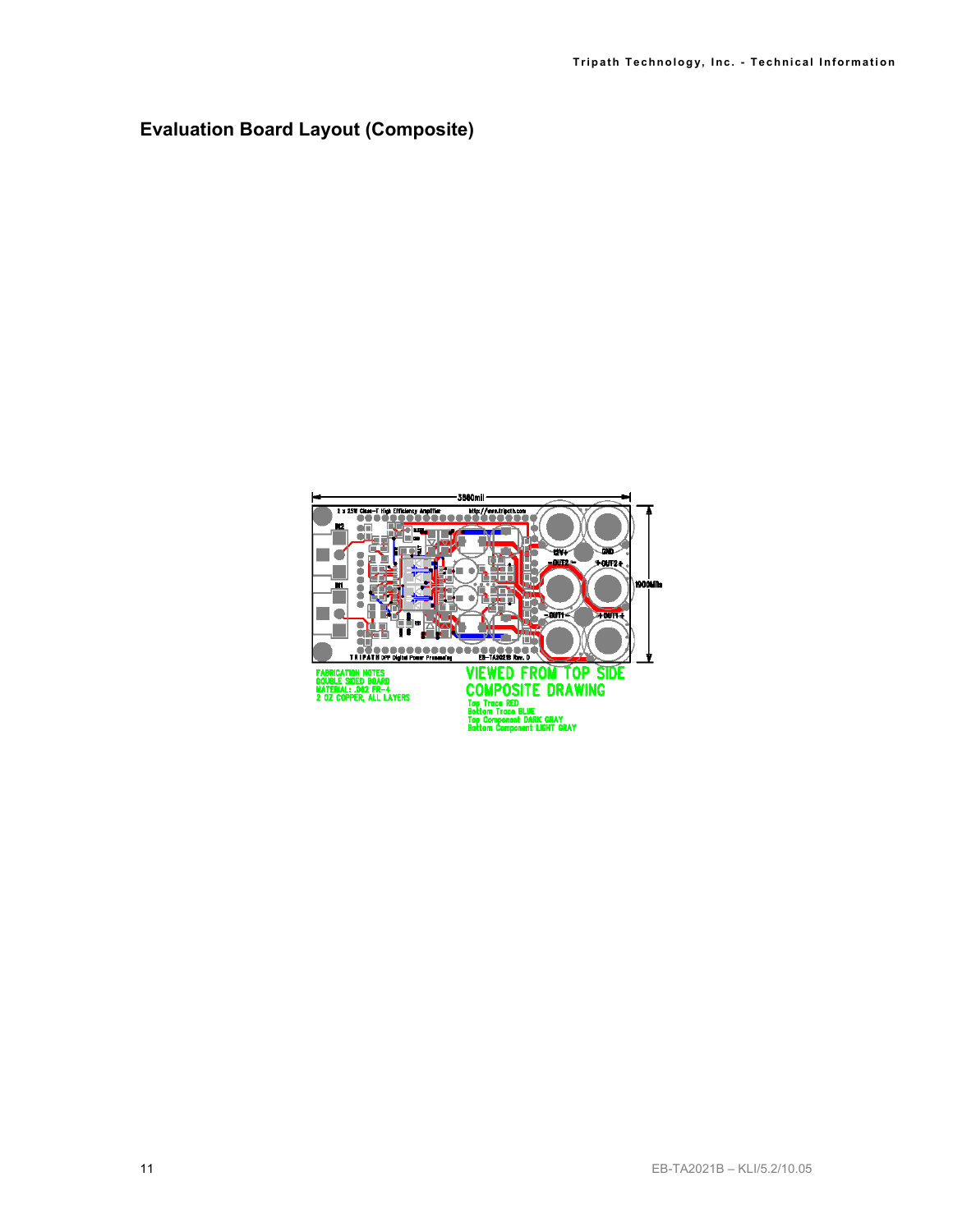## Evaluation Board Layout (Composite)

FABRICATION NOTES
DOUBLE SIDED BOARD
MATERIAL: .062 FR-4
2 OZ COPPER, ALL LAYERS

VIEWED FROM TOP SIDE
COMPOSITE DRAWING
Top Trace RED
Bottom Trace BLUE
Top Component DARK GRAY
Bottom Component LIGHT GRAY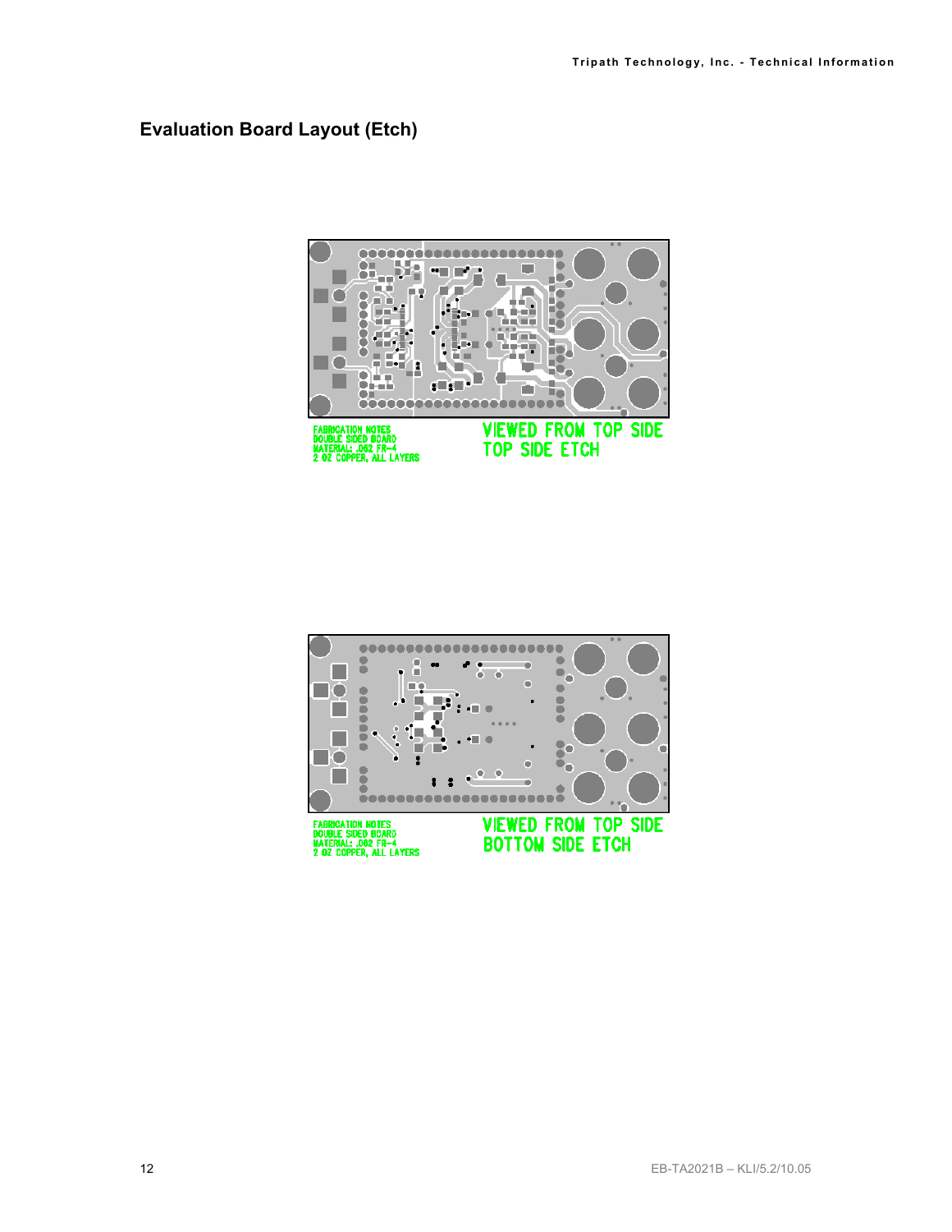## Evaluation Board Layout (Etch)

FABRICATION NOTES
DOUBLE SIDED BOARD
MATERIAL: .062 FR-4
2 OZ COPPER, ALL LAYERS

VIEWED FROM TOP SIDE
TOP SIDE ETCH

FABRICATION NOTES
DOUBLE SIDED BOARD
MATERIAL: .062 FR-4
2 OZ COPPER, ALL LAYERS

VIEWED FROM TOP SIDE
BOTTOM SIDE ETCH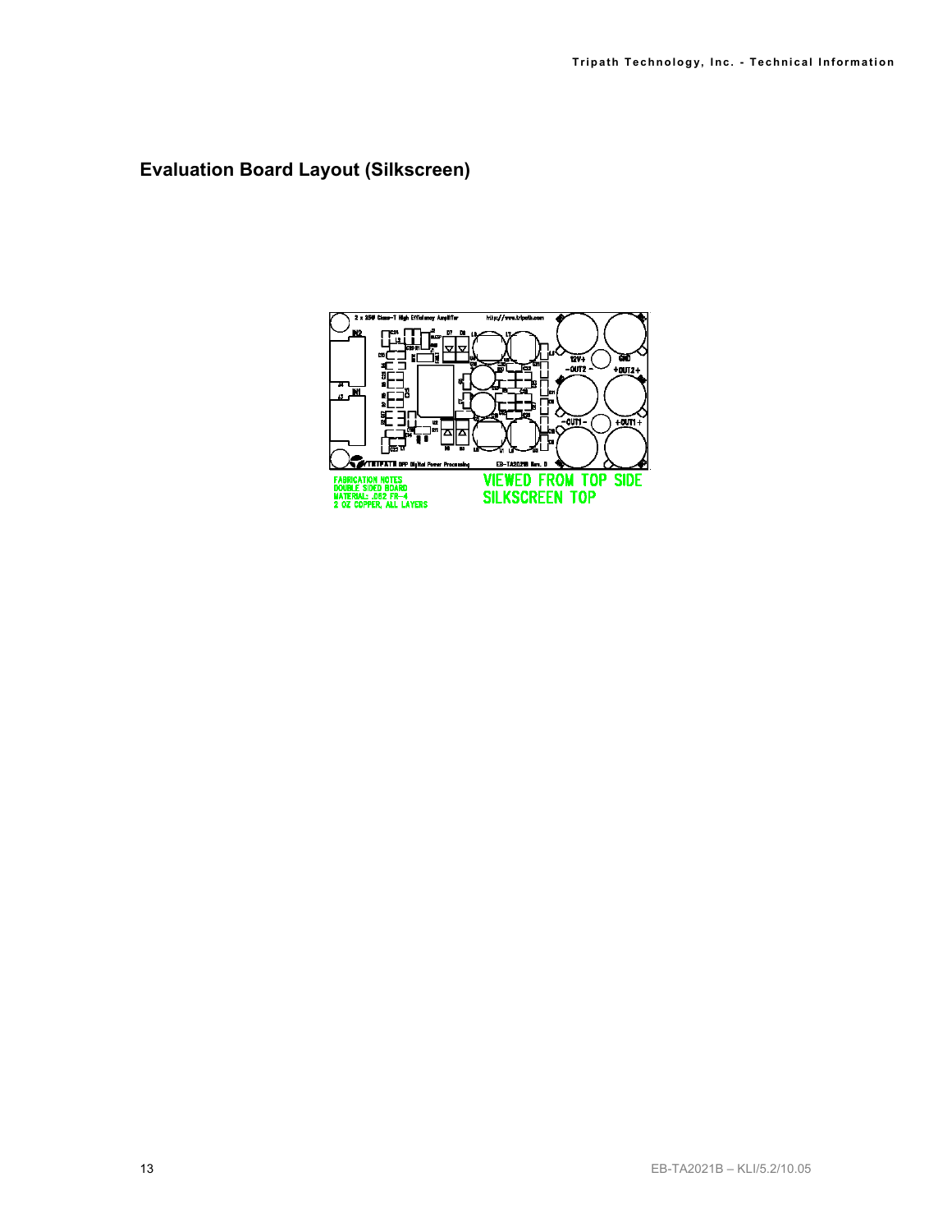## Evaluation Board Layout (Silkscreen)

FABRICATION NOTES
DOUBLE SIDED BOARD
MATERIAL: .062 FR-4
2 OZ COPPER, ALL LAYERS

VIEWED FROM TOP SIDE
SILKSCREEN TOP